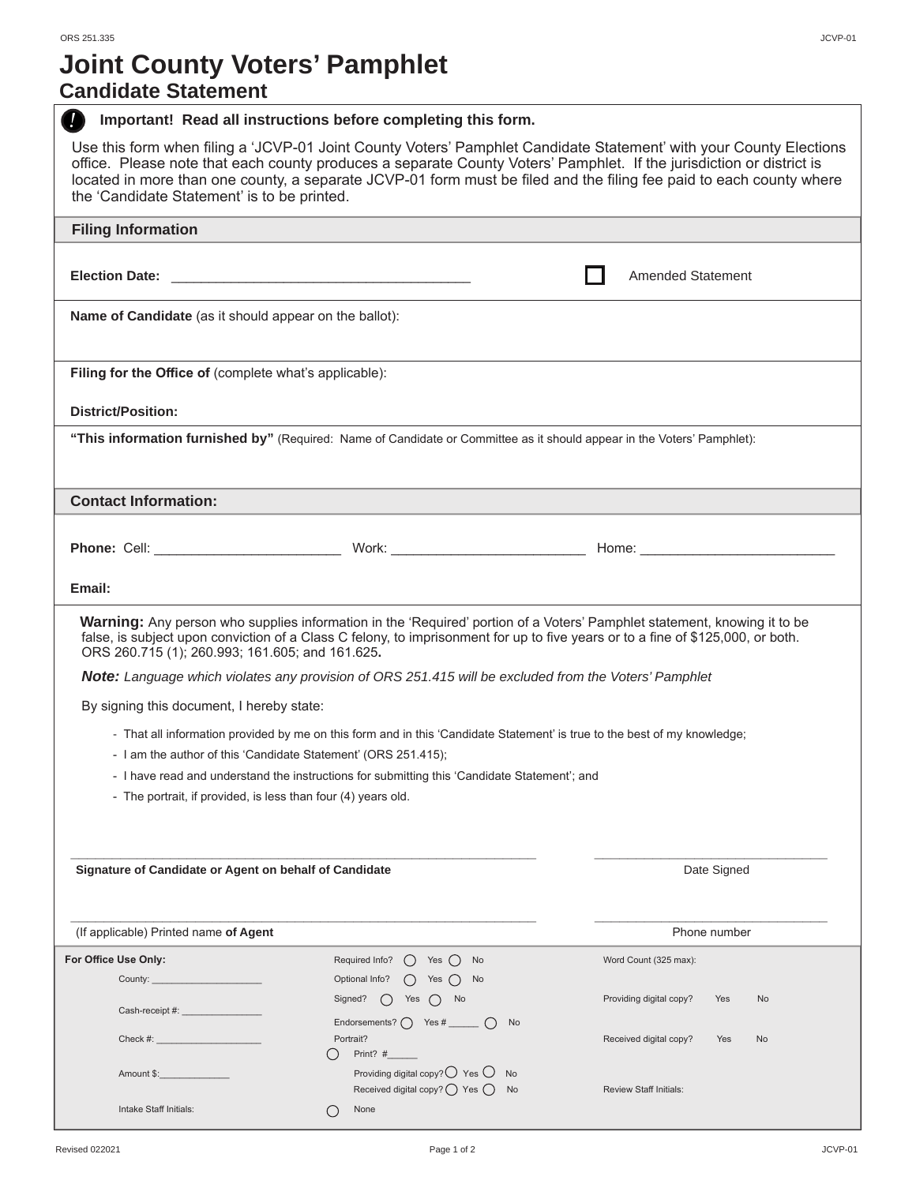ORS 251.335

JCVP-01

# Joint County Voters' Pamphlet
## Candidate Statement

**Important! Read all instructions before completing this form.**

Use this form when filing a 'JCVP-01 Joint County Voters' Pamphlet Candidate Statement' with your County Elections office. Please note that each county produces a separate County Voters' Pamphlet. If the jurisdiction or district is located in more than one county, a separate JCVP-01 form must be filed and the filing fee paid to each county where the 'Candidate Statement' is to be printed.

### Filing Information

**Election Date:** ______________________________________ ☐ Amended Statement

**Name of Candidate** (as it should appear on the ballot):

**Filing for the Office of** (complete what's applicable):

**District/Position:**

**"This information furnished by"** (Required: Name of Candidate or Committee as it should appear in the Voters' Pamphlet):

### Contact Information:

**Phone:** Cell: ________________________ Work: __________________________ Home: __________________________

**Email:**

**Warning:** Any person who supplies information in the 'Required' portion of a Voters' Pamphlet statement, knowing it to be false, is subject upon conviction of a Class C felony, to imprisonment for up to five years or to a fine of $125,000, or both. ORS 260.715 (1); 260.993; 161.605; and 161.625**.**

***Note:*** *Language which violates any provision of ORS 251.415 will be excluded from the Voters' Pamphlet*

By signing this document, I hereby state:

- That all information provided by me on this form and in this 'Candidate Statement' is true to the best of my knowledge;
- I am the author of this 'Candidate Statement' (ORS 251.415);
- I have read and understand the instructions for submitting this 'Candidate Statement'; and
- The portrait, if provided, is less than four (4) years old.

_________________________________________________________________ ______________________________

**Signature of Candidate or Agent on behalf of Candidate** Date Signed

_________________________________________________________________ ______________________________

(If applicable) Printed name **of Agent** Phone number

**For Office Use Only:**

| | | |
|---|---|---|
| County: ____________________ | Required Info? ◯ Yes ◯ No | Word Count (325 max): |
| Cash-receipt #: _______________ | Optional Info? ◯ Yes ◯ No | |
| | Signed? ◯ Yes ◯ No | Providing digital copy? Yes No |
| Check #: ___________________ | Endorsements? ◯ Yes # ______ ◯ No | |
| | Portrait? | Received digital copy? Yes No |
| Amount $:_____________ | ◯ Print? #______ | |
| | Providing digital copy? ◯ Yes ◯ No | |
| | Received digital copy? ◯ Yes ◯ No | Review Staff Initials: |
| Intake Staff Initials: | ◯ None | |

Revised 022021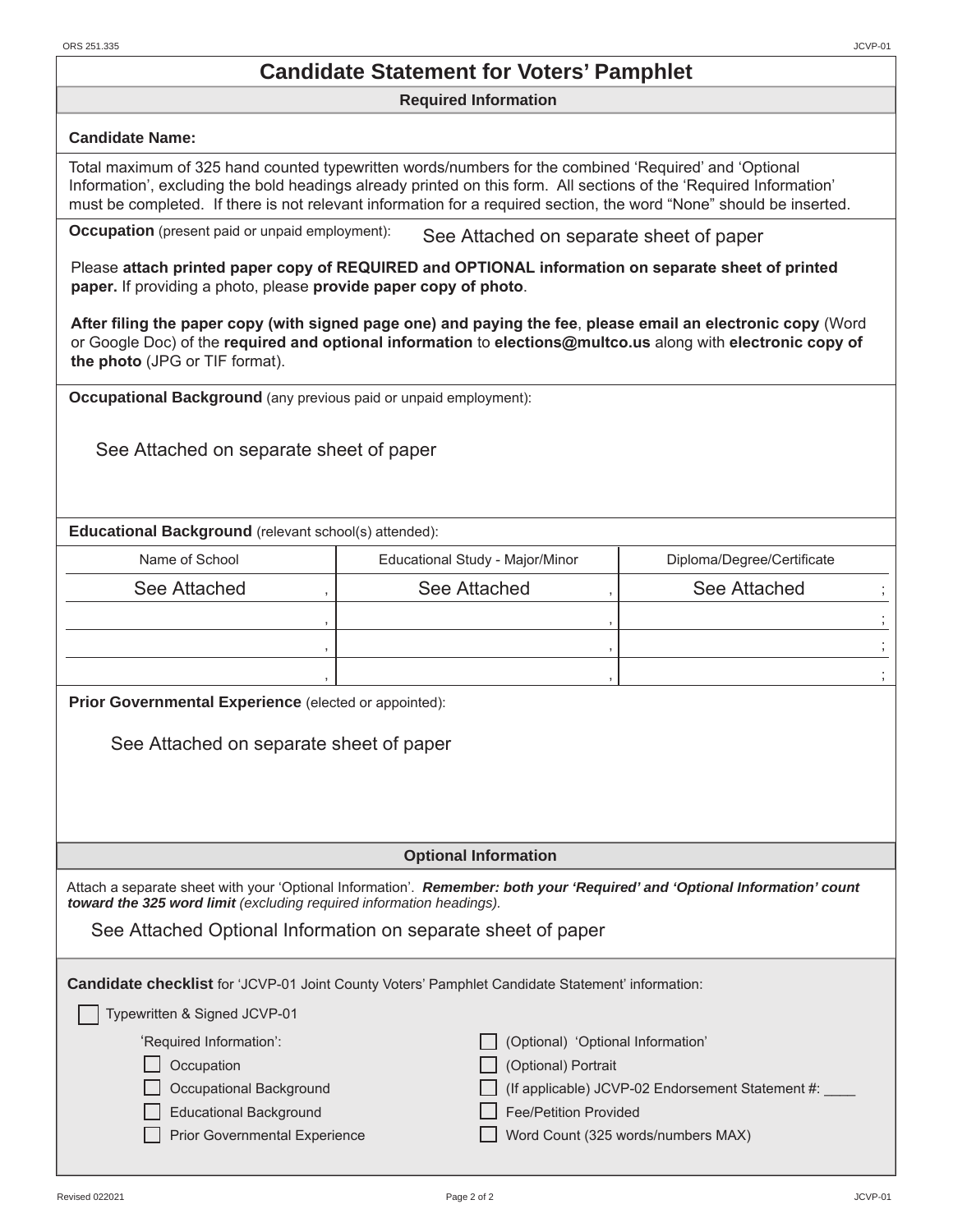# Candidate Statement for Voters' Pamphlet

## Required Information

**Candidate Name:**

Total maximum of 325 hand counted typewritten words/numbers for the combined 'Required' and 'Optional Information', excluding the bold headings already printed on this form. All sections of the 'Required Information' must be completed. If there is not relevant information for a required section, the word "None" should be inserted.

**Occupation** (present paid or unpaid employment): See Attached on separate sheet of paper

Please **attach printed paper copy of REQUIRED and OPTIONAL information on separate sheet of printed paper.** If providing a photo, please **provide paper copy of photo**.

**After filing the paper copy (with signed page one) and paying the fee**, **please email an electronic copy** (Word or Google Doc) of the **required and optional information** to **elections@multco.us** along with **electronic copy of the photo** (JPG or TIF format).

**Occupational Background** (any previous paid or unpaid employment):

See Attached on separate sheet of paper

**Educational Background** (relevant school(s) attended):

| Name of School | Educational Study - Major/Minor | Diploma/Degree/Certificate |
|---|---|---|
| See Attached , | See Attached , | See Attached ; |
| , | , | ; |
| , | , | ; |
| , | , | ; |

**Prior Governmental Experience** (elected or appointed):

See Attached on separate sheet of paper

## Optional Information

Attach a separate sheet with your 'Optional Information'. ***Remember: both your 'Required' and 'Optional Information' count toward the 325 word limit*** *(excluding required information headings).*

See Attached Optional Information on separate sheet of paper

**Candidate checklist** for 'JCVP-01 Joint County Voters' Pamphlet Candidate Statement' information:

- ☐ Typewritten & Signed JCVP-01

'Required Information':

- ☐ Occupation
- ☐ Occupational Background
- ☐ Educational Background
- ☐ Prior Governmental Experience

- ☐ (Optional) 'Optional Information'
- ☐ (Optional) Portrait
- ☐ (If applicable) JCVP-02 Endorsement Statement #: ____
- ☐ Fee/Petition Provided
- ☐ Word Count (325 words/numbers MAX)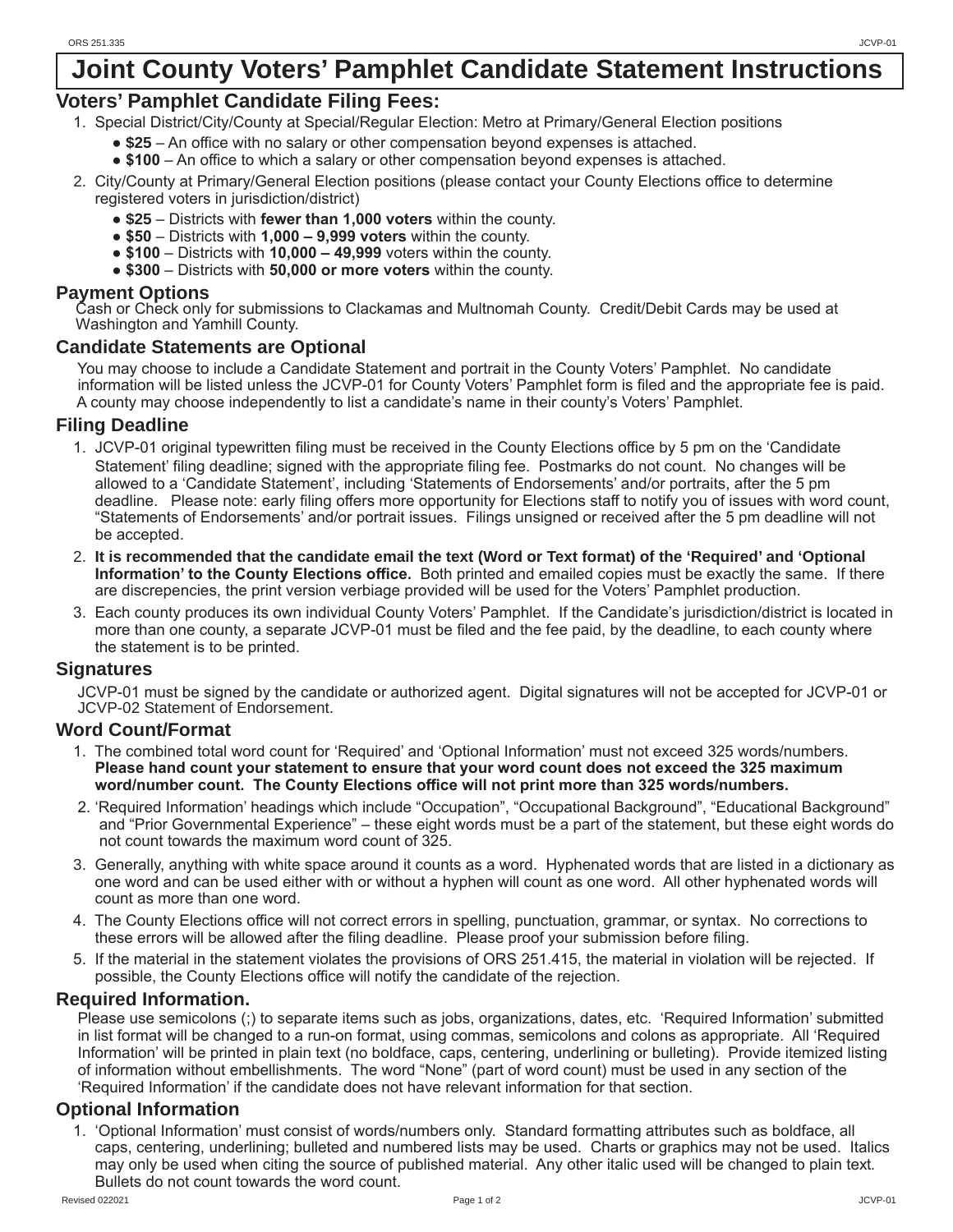# Joint County Voters' Pamphlet Candidate Statement Instructions

## Voters' Pamphlet Candidate Filing Fees:

1. Special District/City/County at Special/Regular Election: Metro at Primary/General Election positions
   - **$25** – An office with no salary or other compensation beyond expenses is attached.
   - **$100** – An office to which a salary or other compensation beyond expenses is attached.
2. City/County at Primary/General Election positions (please contact your County Elections office to determine registered voters in jurisdiction/district)
   - **$25** – Districts with **fewer than 1,000 voters** within the county.
   - **$50** – Districts with **1,000 – 9,999 voters** within the county.
   - **$100** – Districts with **10,000 – 49,999** voters within the county.
   - **$300** – Districts with **50,000 or more voters** within the county.

### Payment Options

Cash or Check only for submissions to Clackamas and Multnomah County. Credit/Debit Cards may be used at Washington and Yamhill County.

### Candidate Statements are Optional

You may choose to include a Candidate Statement and portrait in the County Voters' Pamphlet. No candidate information will be listed unless the JCVP-01 for County Voters' Pamphlet form is filed and the appropriate fee is paid. A county may choose independently to list a candidate's name in their county's Voters' Pamphlet.

### Filing Deadline

1. JCVP-01 original typewritten filing must be received in the County Elections office by 5 pm on the 'Candidate Statement' filing deadline; signed with the appropriate filing fee. Postmarks do not count. No changes will be allowed to a 'Candidate Statement', including 'Statements of Endorsements' and/or portraits, after the 5 pm deadline. Please note: early filing offers more opportunity for Elections staff to notify you of issues with word count, "Statements of Endorsements' and/or portrait issues. Filings unsigned or received after the 5 pm deadline will not be accepted.
2. **It is recommended that the candidate email the text (Word or Text format) of the 'Required' and 'Optional Information' to the County Elections office.** Both printed and emailed copies must be exactly the same. If there are discrepencies, the print version verbiage provided will be used for the Voters' Pamphlet production.
3. Each county produces its own individual County Voters' Pamphlet. If the Candidate's jurisdiction/district is located in more than one county, a separate JCVP-01 must be filed and the fee paid, by the deadline, to each county where the statement is to be printed.

### Signatures

JCVP-01 must be signed by the candidate or authorized agent. Digital signatures will not be accepted for JCVP-01 or JCVP-02 Statement of Endorsement.

### Word Count/Format

1. The combined total word count for 'Required' and 'Optional Information' must not exceed 325 words/numbers. **Please hand count your statement to ensure that your word count does not exceed the 325 maximum word/number count. The County Elections office will not print more than 325 words/numbers.**
2. 'Required Information' headings which include "Occupation", "Occupational Background", "Educational Background" and "Prior Governmental Experience" – these eight words must be a part of the statement, but these eight words do not count towards the maximum word count of 325.
3. Generally, anything with white space around it counts as a word. Hyphenated words that are listed in a dictionary as one word and can be used either with or without a hyphen will count as one word. All other hyphenated words will count as more than one word.
4. The County Elections office will not correct errors in spelling, punctuation, grammar, or syntax. No corrections to these errors will be allowed after the filing deadline. Please proof your submission before filing.
5. If the material in the statement violates the provisions of ORS 251.415, the material in violation will be rejected. If possible, the County Elections office will notify the candidate of the rejection.

### Required Information.

Please use semicolons (;) to separate items such as jobs, organizations, dates, etc. 'Required Information' submitted in list format will be changed to a run-on format, using commas, semicolons and colons as appropriate. All 'Required Information' will be printed in plain text (no boldface, caps, centering, underlining or bulleting). Provide itemized listing of information without embellishments. The word "None" (part of word count) must be used in any section of the 'Required Information' if the candidate does not have relevant information for that section.

### Optional Information

1. 'Optional Information' must consist of words/numbers only. Standard formatting attributes such as boldface, all caps, centering, underlining; bulleted and numbered lists may be used. Charts or graphics may not be used. Italics may only be used when citing the source of published material. Any other italic used will be changed to plain text. Bullets do not count towards the word count.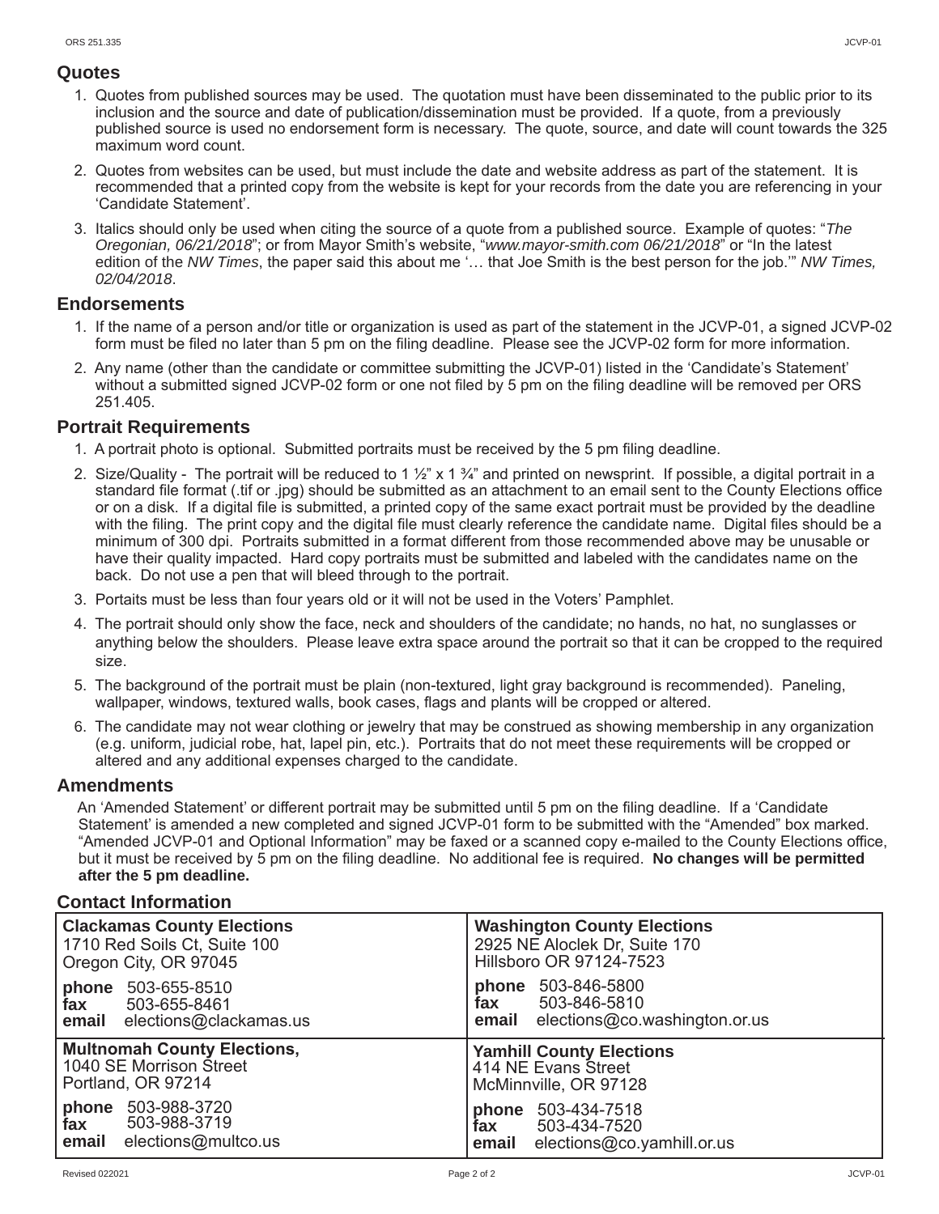## Quotes

1. Quotes from published sources may be used. The quotation must have been disseminated to the public prior to its inclusion and the source and date of publication/dissemination must be provided. If a quote, from a previously published source is used no endorsement form is necessary. The quote, source, and date will count towards the 325 maximum word count.
2. Quotes from websites can be used, but must include the date and website address as part of the statement. It is recommended that a printed copy from the website is kept for your records from the date you are referencing in your 'Candidate Statement'.
3. Italics should only be used when citing the source of a quote from a published source. Example of quotes: "*The Oregonian, 06/21/2018*"; or from Mayor Smith's website, "*www.mayor-smith.com 06/21/2018*" or "In the latest edition of the *NW Times*, the paper said this about me '… that Joe Smith is the best person for the job.'" *NW Times, 02/04/2018*.

## Endorsements

1. If the name of a person and/or title or organization is used as part of the statement in the JCVP-01, a signed JCVP-02 form must be filed no later than 5 pm on the filing deadline. Please see the JCVP-02 form for more information.
2. Any name (other than the candidate or committee submitting the JCVP-01) listed in the 'Candidate's Statement' without a submitted signed JCVP-02 form or one not filed by 5 pm on the filing deadline will be removed per ORS 251.405.

## Portrait Requirements

1. A portrait photo is optional. Submitted portraits must be received by the 5 pm filing deadline.
2. Size/Quality - The portrait will be reduced to 1 ½" x 1 ¾" and printed on newsprint. If possible, a digital portrait in a standard file format (.tif or .jpg) should be submitted as an attachment to an email sent to the County Elections office or on a disk. If a digital file is submitted, a printed copy of the same exact portrait must be provided by the deadline with the filing. The print copy and the digital file must clearly reference the candidate name. Digital files should be a minimum of 300 dpi. Portraits submitted in a format different from those recommended above may be unusable or have their quality impacted. Hard copy portraits must be submitted and labeled with the candidates name on the back. Do not use a pen that will bleed through to the portrait.
3. Portaits must be less than four years old or it will not be used in the Voters' Pamphlet.
4. The portrait should only show the face, neck and shoulders of the candidate; no hands, no hat, no sunglasses or anything below the shoulders. Please leave extra space around the portrait so that it can be cropped to the required size.
5. The background of the portrait must be plain (non-textured, light gray background is recommended). Paneling, wallpaper, windows, textured walls, book cases, flags and plants will be cropped or altered.
6. The candidate may not wear clothing or jewelry that may be construed as showing membership in any organization (e.g. uniform, judicial robe, hat, lapel pin, etc.). Portraits that do not meet these requirements will be cropped or altered and any additional expenses charged to the candidate.

## Amendments

An 'Amended Statement' or different portrait may be submitted until 5 pm on the filing deadline. If a 'Candidate Statement' is amended a new completed and signed JCVP-01 form to be submitted with the "Amended" box marked. "Amended JCVP-01 and Optional Information" may be faxed or a scanned copy e-mailed to the County Elections office, but it must be received by 5 pm on the filing deadline. No additional fee is required. **No changes will be permitted after the 5 pm deadline.**

## Contact Information

| | |
|---|---|
| **Clackamas County Elections**<br>1710 Red Soils Ct, Suite 100<br>Oregon City, OR 97045<br>**phone** 503-655-8510<br>**fax** 503-655-8461<br>**email** elections@clackamas.us | **Washington County Elections**<br>2925 NE Aloclek Dr, Suite 170<br>Hillsboro OR 97124-7523<br>**phone** 503-846-5800<br>**fax** 503-846-5810<br>**email** elections@co.washington.or.us |
| **Multnomah County Elections,**<br>1040 SE Morrison Street<br>Portland, OR 97214<br>**phone** 503-988-3720<br>**fax** 503-988-3719<br>**email** elections@multco.us | **Yamhill County Elections**<br>414 NE Evans Street<br>McMinnville, OR 97128<br>**phone** 503-434-7518<br>**fax** 503-434-7520<br>**email** elections@co.yamhill.or.us |